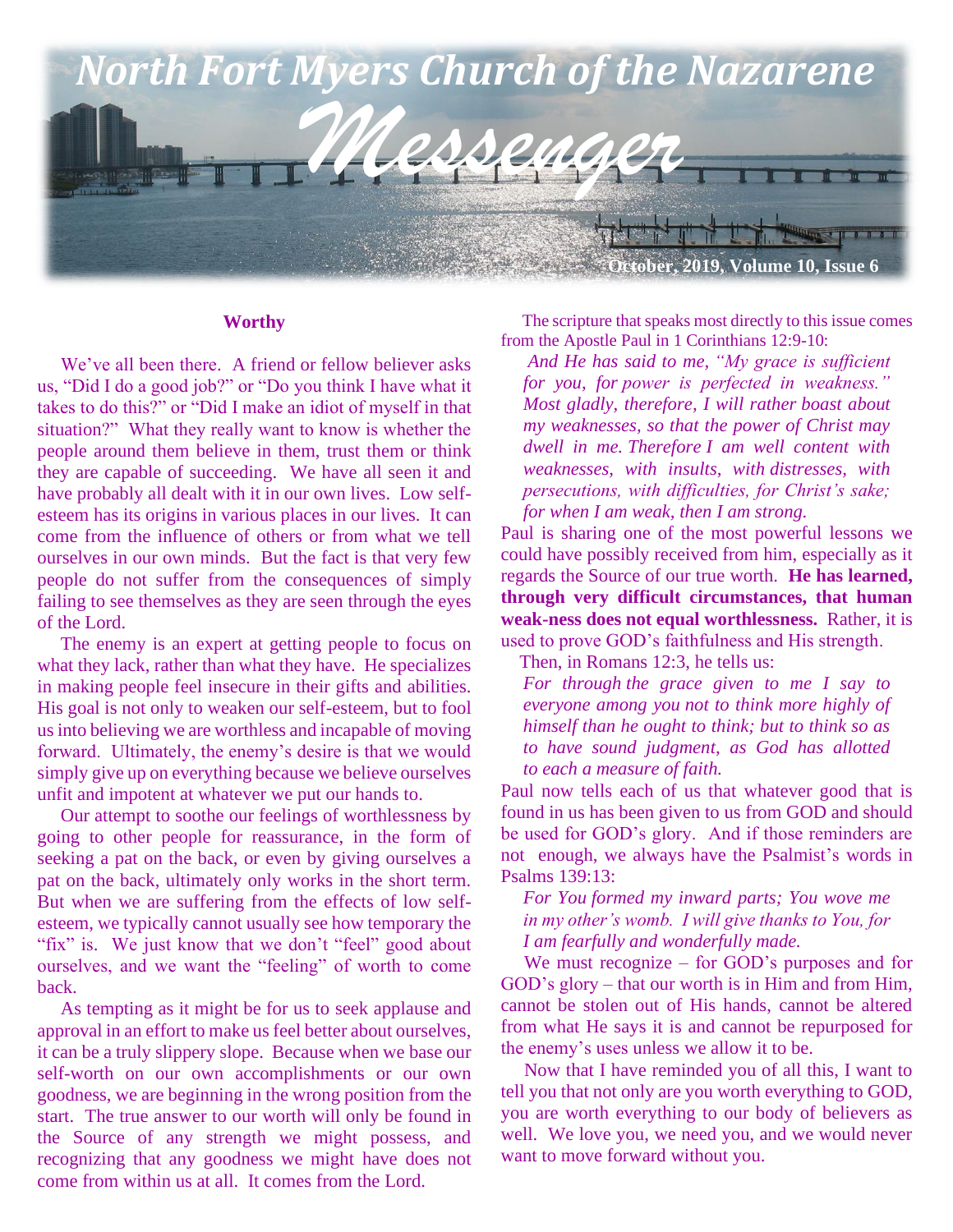# North Fort Myers Church of the Nazarene

# *Messenger*

October, 2019, Volume 10, Issue 6

## Worthy

We've all been there. A friend or fellow believer asks us, "Did I do a good job?" or "Do you think I have what it takes to do this?" or "Did I make an idiot of myself in that situation?" What they really want to know is whether the people around them believe in them, trust them or think they are capable of succeeding. We have all seen it and have probably all dealt with it in our own lives. Low self-esteem has its origins in various places in our lives. It can come from the influence of others or from what we tell ourselves in our own minds. But the fact is that very few people do not suffer from the consequences of simply failing to see themselves as they are seen through the eyes of the Lord.

The enemy is an expert at getting people to focus on what they lack, rather than what they have. He specializes in making people feel insecure in their gifts and abilities. His goal is not only to weaken our self-esteem, but to fool us into believing we are worthless and incapable of moving forward. Ultimately, the enemy's desire is that we would simply give up on everything because we believe ourselves unfit and impotent at whatever we put our hands to.

Our attempt to soothe our feelings of worthlessness by going to other people for reassurance, in the form of seeking a pat on the back, or even by giving ourselves a pat on the back, ultimately only works in the short term. But when we are suffering from the effects of low self-esteem, we typically cannot usually see how temporary the "fix" is. We just know that we don't "feel" good about ourselves, and we want the "feeling" of worth to come back.

As tempting as it might be for us to seek applause and approval in an effort to make us feel better about ourselves, it can be a truly slippery slope. Because when we base our self-worth on our own accomplishments or our own goodness, we are beginning in the wrong position from the start. The true answer to our worth will only be found in the Source of any strength we might possess, and recognizing that any goodness we might have does not come from within us at all. It comes from the Lord.

The scripture that speaks most directly to this issue comes from the Apostle Paul in 1 Corinthians 12:9-10:

*And He has said to me, "My grace is sufficient for you, for power is perfected in weakness." Most gladly, therefore, I will rather boast about my weaknesses, so that the power of Christ may dwell in me. Therefore I am well content with weaknesses, with insults, with distresses, with persecutions, with difficulties, for Christ's sake; for when I am weak, then I am strong.*

Paul is sharing one of the most powerful lessons we could have possibly received from him, especially as it regards the Source of our true worth. **He has learned, through very difficult circumstances, that human weak-ness does not equal worthlessness.** Rather, it is used to prove GOD's faithfulness and His strength.

Then, in Romans 12:3, he tells us:

*For through the grace given to me I say to everyone among you not to think more highly of himself than he ought to think; but to think so as to have sound judgment, as God has allotted to each a measure of faith.*

Paul now tells each of us that whatever good that is found in us has been given to us from GOD and should be used for GOD's glory. And if those reminders are not enough, we always have the Psalmist's words in Psalms 139:13:

*For You formed my inward parts; You wove me in my other's womb. I will give thanks to You, for I am fearfully and wonderfully made.*

We must recognize – for GOD's purposes and for GOD's glory – that our worth is in Him and from Him, cannot be stolen out of His hands, cannot be altered from what He says it is and cannot be repurposed for the enemy's uses unless we allow it to be.

Now that I have reminded you of all this, I want to tell you that not only are you worth everything to GOD, you are worth everything to our body of believers as well. We love you, we need you, and we would never want to move forward without you.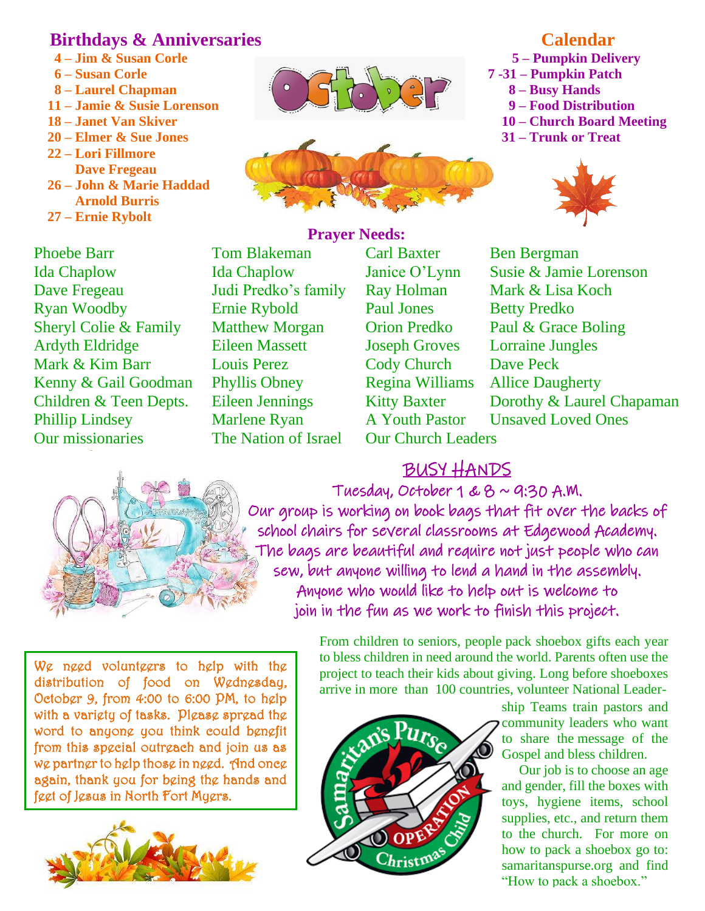## Birthdays & Anniversaries

**4 – Jim & Susan Corle**
**6 – Susan Corle**
**8 – Laurel Chapman**
**11 – Jamie & Susie Lorenson**
**18 – Janet Van Skiver**
**20 – Elmer & Sue Jones**
**22 – Lori Fillmore**
**Dave Fregeau**
**26 – John & Marie Haddad**
**Arnold Burris**
**27 – Ernie Rybolt**

## Calendar

**5 – Pumpkin Delivery**
**7 -31 – Pumpkin Patch**
**8 – Busy Hands**
**9 – Food Distribution**
**10 – Church Board Meeting**
**31 – Trunk or Treat**

## Prayer Needs:

| | | | |
|---|---|---|---|
| Phoebe Barr | Tom Blakeman | Carl Baxter | Ben Bergman |
| Ida Chaplow | Ida Chaplow | Janice O'Lynn | Susie & Jamie Lorenson |
| Dave Fregeau | Judi Predko's family | Ray Holman | Mark & Lisa Koch |
| Ryan Woodby | Ernie Rybold | Paul Jones | Betty Predko |
| Sheryl Colie & Family | Matthew Morgan | Orion Predko | Paul & Grace Boling |
| Ardyth Eldridge | Eileen Massett | Joseph Groves | Lorraine Jungles |
| Mark & Kim Barr | Louis Perez | Cody Church | Dave Peck |
| Kenny & Gail Goodman | Phyllis Obney | Regina Williams | Allice Daugherty |
| Children & Teen Depts. | Eileen Jennings | Kitty Baxter | Dorothy & Laurel Chapaman |
| Phillip Lindsey | Marlene Ryan | A Youth Pastor | Unsaved Loved Ones |
| Our missionaries | The Nation of Israel | Our Church Leaders | |

## BUSY HANDS

Tuesday, October 1 & 8 ~ 9:30 A.M.

Our group is working on book bags that fit over the backs of school chairs for several classrooms at Edgewood Academy. The bags are beautiful and require not just people who can sew, but anyone willing to lend a hand in the assembly. Anyone who would like to help out is welcome to join in the fun as we work to finish this project.

We need volunteers to help with the distribution of food on Wednesday, October 9, from 4:00 to 6:00 PM, to help with a variety of tasks. Please spread the word to anyone you think could benefit from this special outreach and join us as we partner to help those in need. And once again, thank you for being the hands and feet of Jesus in North Fort Myers.

From children to seniors, people pack shoebox gifts each year to bless children in need around the world. Parents often use the project to teach their kids about giving. Long before shoeboxes arrive in more than 100 countries, volunteer National Leadership Teams train pastors and community leaders who want to share the message of the Gospel and bless children.

Our job is to choose an age and gender, fill the boxes with toys, hygiene items, school supplies, etc., and return them to the church. For more on how to pack a shoebox go to: samaritanspurse.org and find "How to pack a shoebox."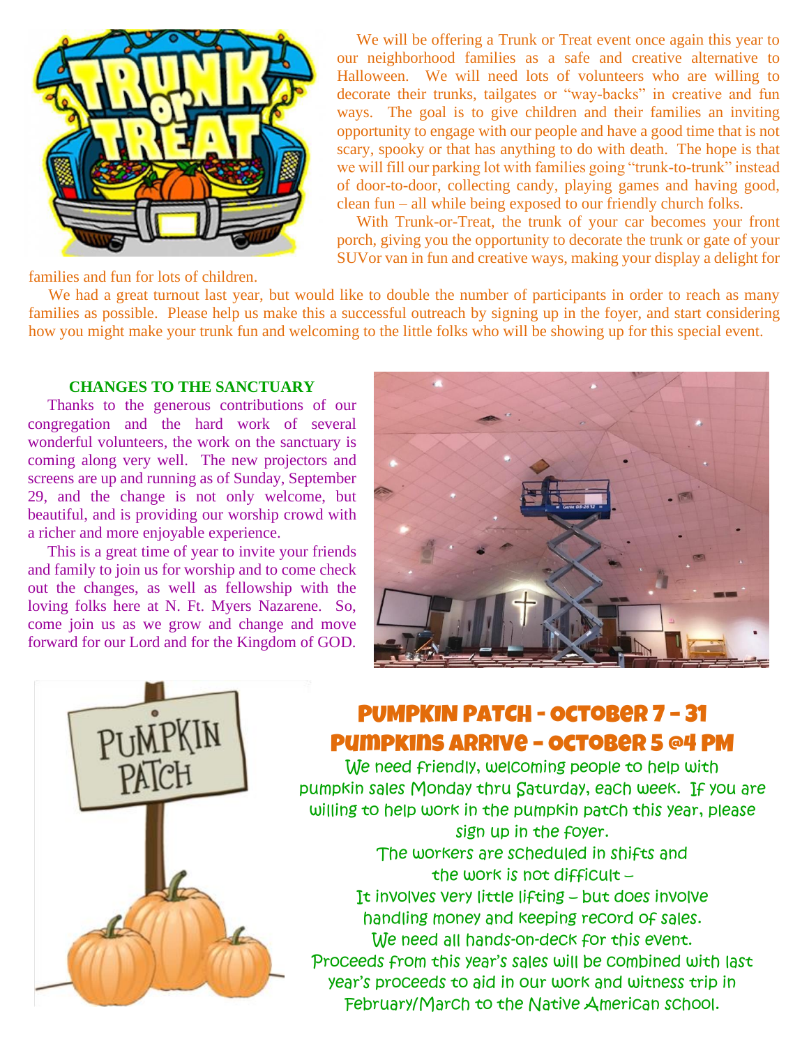We will be offering a Trunk or Treat event once again this year to our neighborhood families as a safe and creative alternative to Halloween. We will need lots of volunteers who are willing to decorate their trunks, tailgates or "way-backs" in creative and fun ways. The goal is to give children and their families an inviting opportunity to engage with our people and have a good time that is not scary, spooky or that has anything to do with death. The hope is that we will fill our parking lot with families going "trunk-to-trunk" instead of door-to-door, collecting candy, playing games and having good, clean fun – all while being exposed to our friendly church folks.

With Trunk-or-Treat, the trunk of your car becomes your front porch, giving you the opportunity to decorate the trunk or gate of your SUVor van in fun and creative ways, making your display a delight for families and fun for lots of children.

We had a great turnout last year, but would like to double the number of participants in order to reach as many families as possible. Please help us make this a successful outreach by signing up in the foyer, and start considering how you might make your trunk fun and welcoming to the little folks who will be showing up for this special event.

**CHANGES TO THE SANCTUARY**

Thanks to the generous contributions of our congregation and the hard work of several wonderful volunteers, the work on the sanctuary is coming along very well. The new projectors and screens are up and running as of Sunday, September 29, and the change is not only welcome, but beautiful, and is providing our worship crowd with a richer and more enjoyable experience.

This is a great time of year to invite your friends and family to join us for worship and to come check out the changes, as well as fellowship with the loving folks here at N. Ft. Myers Nazarene. So, come join us as we grow and change and move forward for our Lord and for the Kingdom of GOD.

## PUMPKIN PATCH - OCTOBER 7 – 31
## PUMPKINS ARRIVE – OCTOBER 5 @4 PM

We need friendly, welcoming people to help with pumpkin sales Monday thru Saturday, each week. If you are willing to help work in the pumpkin patch this year, please sign up in the foyer.

The workers are scheduled in shifts and the work is not difficult – It involves very little lifting – but does involve handling money and keeping record of sales.

We need all hands-on-deck for this event.

Proceeds from this year's sales will be combined with last year's proceeds to aid in our work and witness trip in February/March to the Native American school.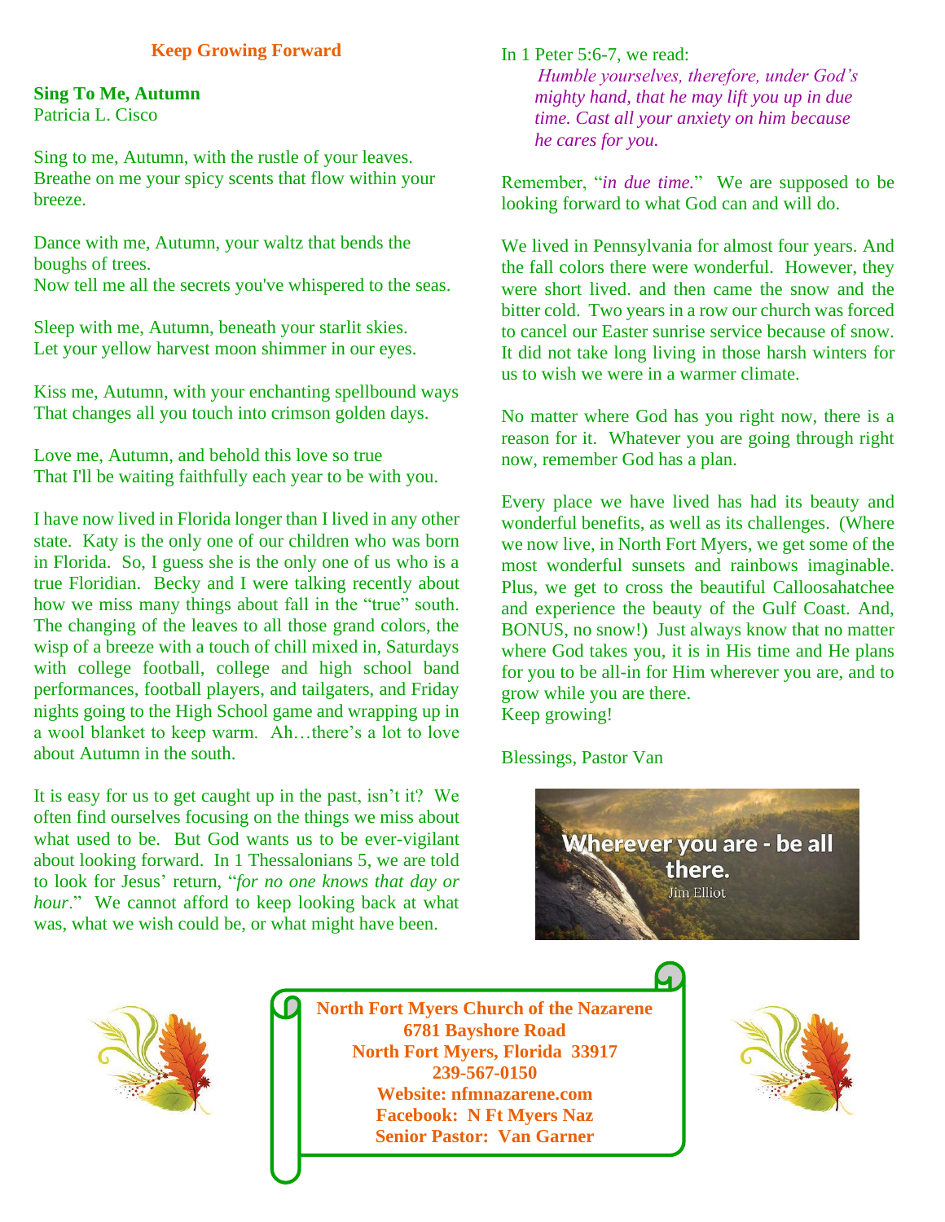## Keep Growing Forward

**Sing To Me, Autumn**
Patricia L. Cisco

Sing to me, Autumn, with the rustle of your leaves.
Breathe on me your spicy scents that flow within your breeze.

Dance with me, Autumn, your waltz that bends the boughs of trees.
Now tell me all the secrets you've whispered to the seas.

Sleep with me, Autumn, beneath your starlit skies.
Let your yellow harvest moon shimmer in our eyes.

Kiss me, Autumn, with your enchanting spellbound ways
That changes all you touch into crimson golden days.

Love me, Autumn, and behold this love so true
That I'll be waiting faithfully each year to be with you.

I have now lived in Florida longer than I lived in any other state. Katy is the only one of our children who was born in Florida. So, I guess she is the only one of us who is a true Floridian. Becky and I were talking recently about how we miss many things about fall in the "true" south. The changing of the leaves to all those grand colors, the wisp of a breeze with a touch of chill mixed in, Saturdays with college football, college and high school band performances, football players, and tailgaters, and Friday nights going to the High School game and wrapping up in a wool blanket to keep warm. Ah…there's a lot to love about Autumn in the south.

It is easy for us to get caught up in the past, isn't it? We often find ourselves focusing on the things we miss about what used to be. But God wants us to be ever-vigilant about looking forward. In 1 Thessalonians 5, we are told to look for Jesus' return, "*for no one knows that day or hour*." We cannot afford to keep looking back at what was, what we wish could be, or what might have been.

In 1 Peter 5:6-7, we read:

> *Humble yourselves, therefore, under God's mighty hand, that he may lift you up in due time. Cast all your anxiety on him because he cares for you.*

Remember, "*in due time.*" We are supposed to be looking forward to what God can and will do.

We lived in Pennsylvania for almost four years. And the fall colors there were wonderful. However, they were short lived. and then came the snow and the bitter cold. Two years in a row our church was forced to cancel our Easter sunrise service because of snow. It did not take long living in those harsh winters for us to wish we were in a warmer climate.

No matter where God has you right now, there is a reason for it. Whatever you are going through right now, remember God has a plan.

Every place we have lived has had its beauty and wonderful benefits, as well as its challenges. (Where we now live, in North Fort Myers, we get some of the most wonderful sunsets and rainbows imaginable. Plus, we get to cross the beautiful Calloosahatchee and experience the beauty of the Gulf Coast. And, BONUS, no snow!) Just always know that no matter where God takes you, it is in His time and He plans for you to be all-in for Him wherever you are, and to grow while you are there.
Keep growing!

Blessings, Pastor Van

Wherever you are - be all there.
Jim Elliot

**North Fort Myers Church of the Nazarene**
**6781 Bayshore Road**
**North Fort Myers, Florida 33917**
**239-567-0150**
**Website: nfmnazarene.com**
**Facebook: N Ft Myers Naz**
**Senior Pastor: Van Garner**